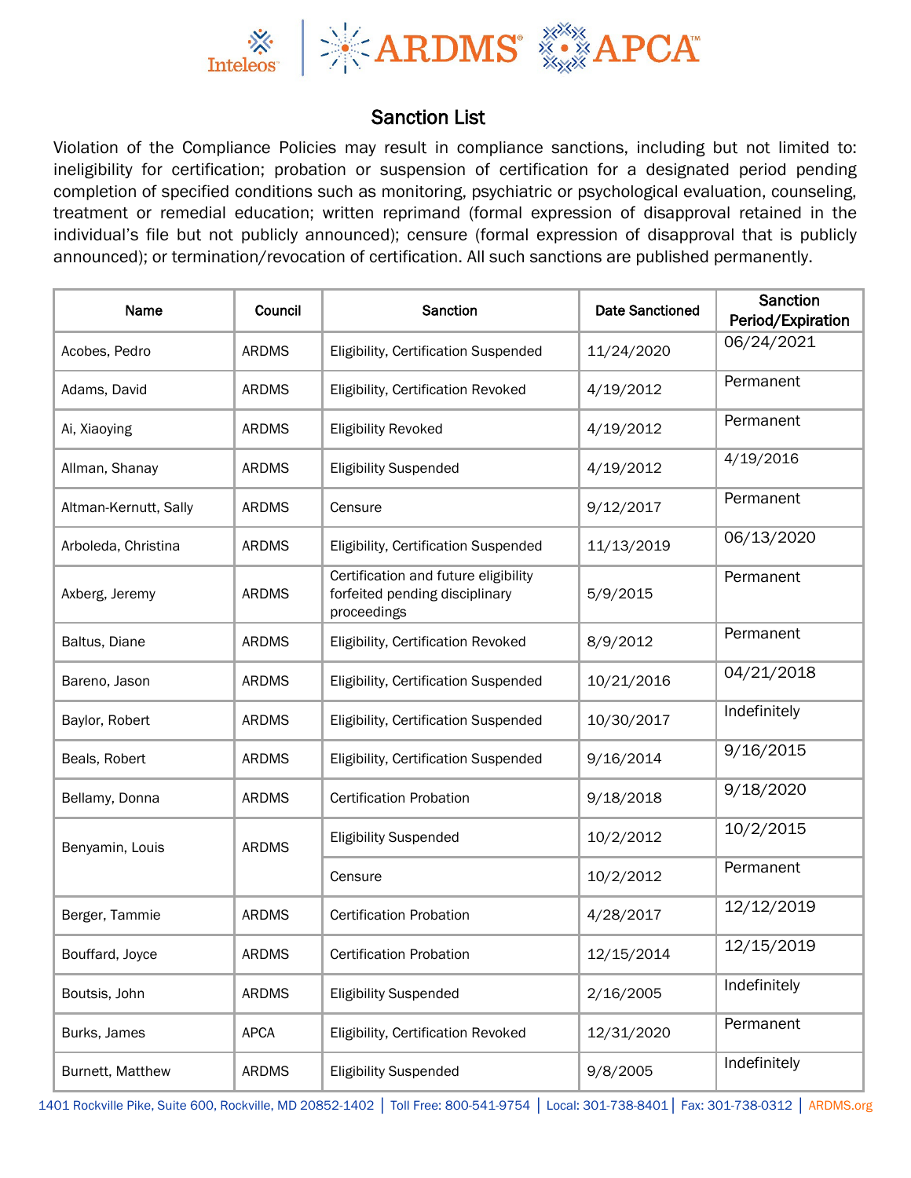## Sanction List

Violation of the Compliance Policies may result in compliance sanctions, including but not limited to: ineligibility for certification; probation or suspension of certification for a designated period pending completion of specified conditions such as monitoring, psychiatric or psychological evaluation, counseling, treatment or remedial education; written reprimand (formal expression of disapproval retained in the individual's file but not publicly announced); censure (formal expression of disapproval that is publicly announced); or termination/revocation of certification. All such sanctions are published permanently.

| Name | Council | Sanction | Date Sanctioned | Sanction Period/Expiration |
|---|---|---|---|---|
| Acobes, Pedro | ARDMS | Eligibility, Certification Suspended | 11/24/2020 | 06/24/2021 |
| Adams, David | ARDMS | Eligibility, Certification Revoked | 4/19/2012 | Permanent |
| Ai, Xiaoying | ARDMS | Eligibility Revoked | 4/19/2012 | Permanent |
| Allman, Shanay | ARDMS | Eligibility Suspended | 4/19/2012 | 4/19/2016 |
| Altman-Kernutt, Sally | ARDMS | Censure | 9/12/2017 | Permanent |
| Arboleda, Christina | ARDMS | Eligibility, Certification Suspended | 11/13/2019 | 06/13/2020 |
| Axberg, Jeremy | ARDMS | Certification and future eligibility forfeited pending disciplinary proceedings | 5/9/2015 | Permanent |
| Baltus, Diane | ARDMS | Eligibility, Certification Revoked | 8/9/2012 | Permanent |
| Bareno, Jason | ARDMS | Eligibility, Certification Suspended | 10/21/2016 | 04/21/2018 |
| Baylor, Robert | ARDMS | Eligibility, Certification Suspended | 10/30/2017 | Indefinitely |
| Beals, Robert | ARDMS | Eligibility, Certification Suspended | 9/16/2014 | 9/16/2015 |
| Bellamy, Donna | ARDMS | Certification Probation | 9/18/2018 | 9/18/2020 |
| Benyamin, Louis | ARDMS | Eligibility Suspended | 10/2/2012 | 10/2/2015 |
| | | Censure | 10/2/2012 | Permanent |
| Berger, Tammie | ARDMS | Certification Probation | 4/28/2017 | 12/12/2019 |
| Bouffard, Joyce | ARDMS | Certification Probation | 12/15/2014 | 12/15/2019 |
| Boutsis, John | ARDMS | Eligibility Suspended | 2/16/2005 | Indefinitely |
| Burks, James | APCA | Eligibility, Certification Revoked | 12/31/2020 | Permanent |
| Burnett, Matthew | ARDMS | Eligibility Suspended | 9/8/2005 | Indefinitely |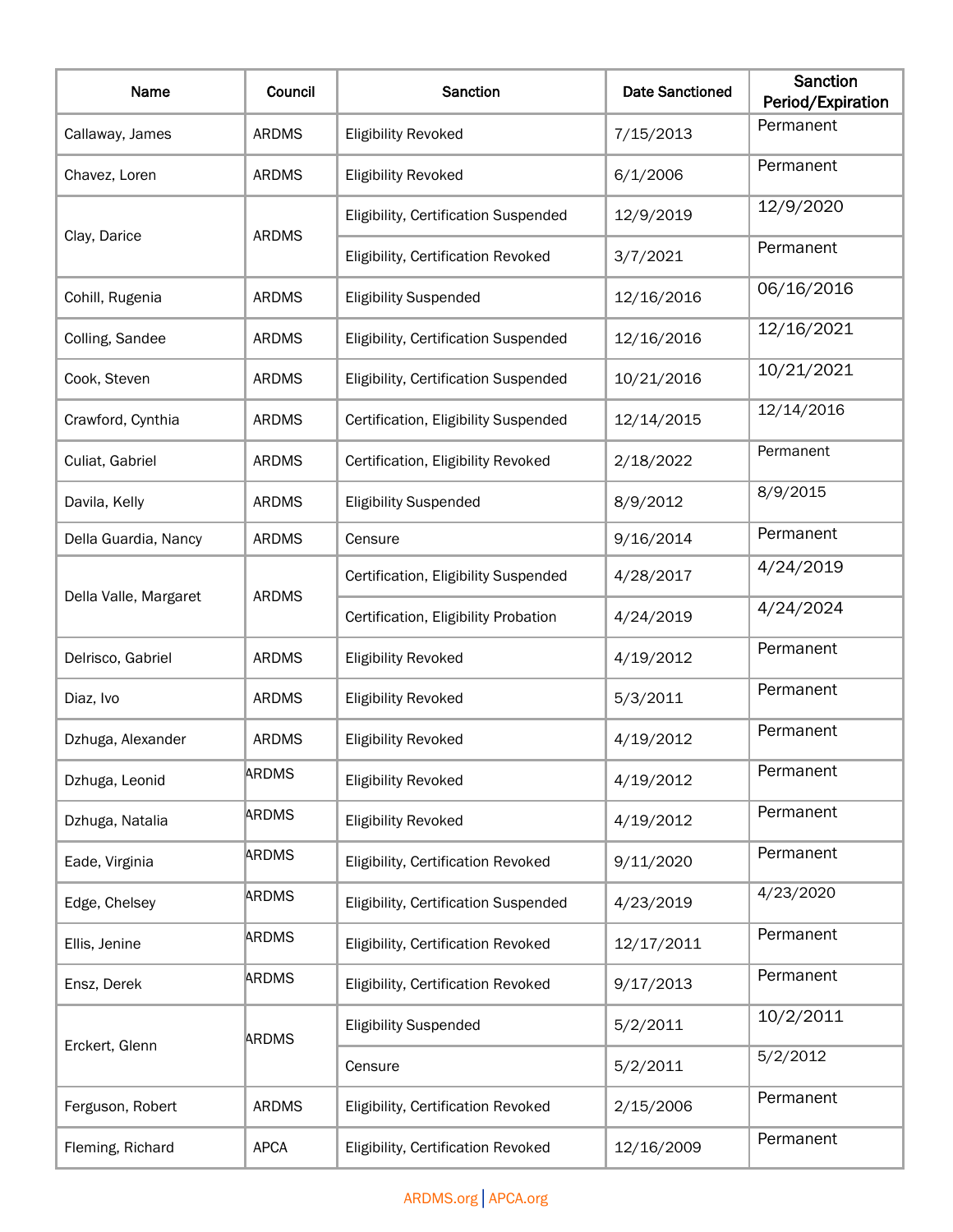| Name | Council | Sanction | Date Sanctioned | Sanction Period/Expiration |
|---|---|---|---|---|
| Callaway, James | ARDMS | Eligibility Revoked | 7/15/2013 | Permanent |
| Chavez, Loren | ARDMS | Eligibility Revoked | 6/1/2006 | Permanent |
| Clay, Darice | ARDMS | Eligibility, Certification Suspended | 12/9/2019 | 12/9/2020 |
| | | Eligibility, Certification Revoked | 3/7/2021 | Permanent |
| Cohill, Rugenia | ARDMS | Eligibility Suspended | 12/16/2016 | 06/16/2016 |
| Colling, Sandee | ARDMS | Eligibility, Certification Suspended | 12/16/2016 | 12/16/2021 |
| Cook, Steven | ARDMS | Eligibility, Certification Suspended | 10/21/2016 | 10/21/2021 |
| Crawford, Cynthia | ARDMS | Certification, Eligibility Suspended | 12/14/2015 | 12/14/2016 |
| Culiat, Gabriel | ARDMS | Certification, Eligibility Revoked | 2/18/2022 | Permanent |
| Davila, Kelly | ARDMS | Eligibility Suspended | 8/9/2012 | 8/9/2015 |
| Della Guardia, Nancy | ARDMS | Censure | 9/16/2014 | Permanent |
| Della Valle, Margaret | ARDMS | Certification, Eligibility Suspended | 4/28/2017 | 4/24/2019 |
| | | Certification, Eligibility Probation | 4/24/2019 | 4/24/2024 |
| Delrisco, Gabriel | ARDMS | Eligibility Revoked | 4/19/2012 | Permanent |
| Diaz, Ivo | ARDMS | Eligibility Revoked | 5/3/2011 | Permanent |
| Dzhuga, Alexander | ARDMS | Eligibility Revoked | 4/19/2012 | Permanent |
| Dzhuga, Leonid | ARDMS | Eligibility Revoked | 4/19/2012 | Permanent |
| Dzhuga, Natalia | ARDMS | Eligibility Revoked | 4/19/2012 | Permanent |
| Eade, Virginia | ARDMS | Eligibility, Certification Revoked | 9/11/2020 | Permanent |
| Edge, Chelsey | ARDMS | Eligibility, Certification Suspended | 4/23/2019 | 4/23/2020 |
| Ellis, Jenine | ARDMS | Eligibility, Certification Revoked | 12/17/2011 | Permanent |
| Ensz, Derek | ARDMS | Eligibility, Certification Revoked | 9/17/2013 | Permanent |
| Erckert, Glenn | ARDMS | Eligibility Suspended | 5/2/2011 | 10/2/2011 |
| | | Censure | 5/2/2011 | 5/2/2012 |
| Ferguson, Robert | ARDMS | Eligibility, Certification Revoked | 2/15/2006 | Permanent |
| Fleming, Richard | APCA | Eligibility, Certification Revoked | 12/16/2009 | Permanent |

ARDMS.org | APCA.org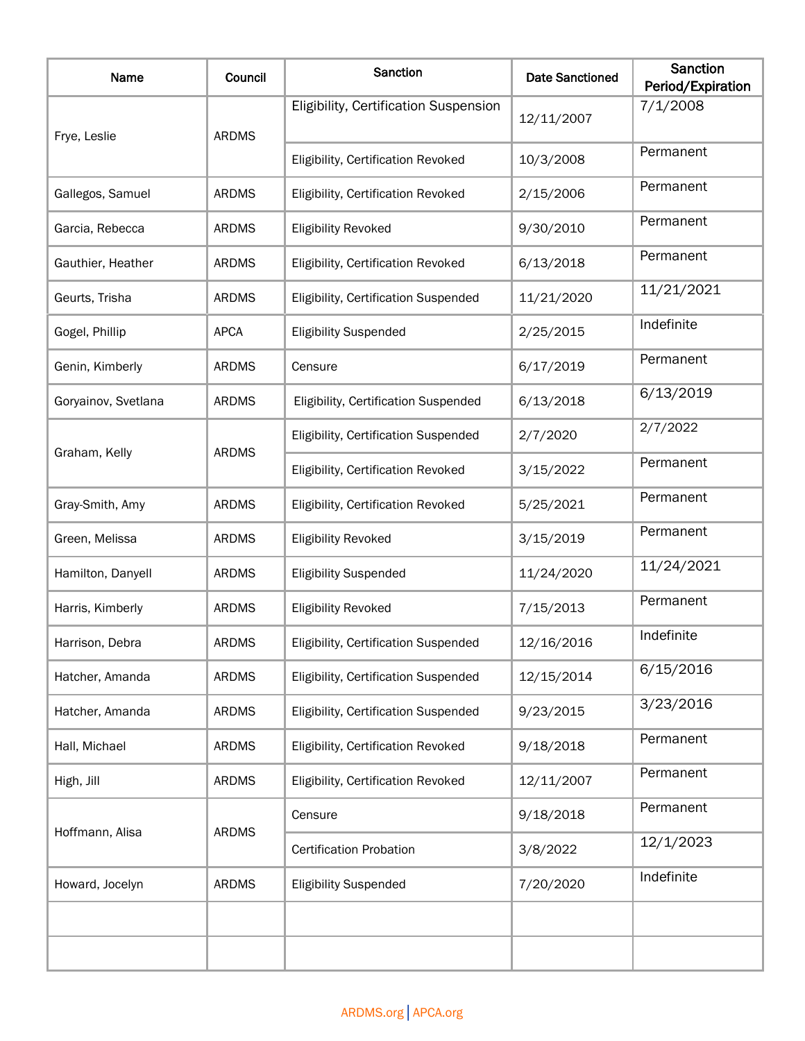| Name | Council | Sanction | Date Sanctioned | Sanction Period/Expiration |
| --- | --- | --- | --- | --- |
| Frye, Leslie | ARDMS | Eligibility, Certification Suspension | 12/11/2007 | 7/1/2008 |
| | | Eligibility, Certification Revoked | 10/3/2008 | Permanent |
| Gallegos, Samuel | ARDMS | Eligibility, Certification Revoked | 2/15/2006 | Permanent |
| Garcia, Rebecca | ARDMS | Eligibility Revoked | 9/30/2010 | Permanent |
| Gauthier, Heather | ARDMS | Eligibility, Certification Revoked | 6/13/2018 | Permanent |
| Geurts, Trisha | ARDMS | Eligibility, Certification Suspended | 11/21/2020 | 11/21/2021 |
| Gogel, Phillip | APCA | Eligibility Suspended | 2/25/2015 | Indefinite |
| Genin, Kimberly | ARDMS | Censure | 6/17/2019 | Permanent |
| Goryainov, Svetlana | ARDMS | Eligibility, Certification Suspended | 6/13/2018 | 6/13/2019 |
| Graham, Kelly | ARDMS | Eligibility, Certification Suspended | 2/7/2020 | 2/7/2022 |
| | | Eligibility, Certification Revoked | 3/15/2022 | Permanent |
| Gray-Smith, Amy | ARDMS | Eligibility, Certification Revoked | 5/25/2021 | Permanent |
| Green, Melissa | ARDMS | Eligibility Revoked | 3/15/2019 | Permanent |
| Hamilton, Danyell | ARDMS | Eligibility Suspended | 11/24/2020 | 11/24/2021 |
| Harris, Kimberly | ARDMS | Eligibility Revoked | 7/15/2013 | Permanent |
| Harrison, Debra | ARDMS | Eligibility, Certification Suspended | 12/16/2016 | Indefinite |
| Hatcher, Amanda | ARDMS | Eligibility, Certification Suspended | 12/15/2014 | 6/15/2016 |
| Hatcher, Amanda | ARDMS | Eligibility, Certification Suspended | 9/23/2015 | 3/23/2016 |
| Hall, Michael | ARDMS | Eligibility, Certification Revoked | 9/18/2018 | Permanent |
| High, Jill | ARDMS | Eligibility, Certification Revoked | 12/11/2007 | Permanent |
| Hoffmann, Alisa | ARDMS | Censure | 9/18/2018 | Permanent |
| | | Certification Probation | 3/8/2022 | 12/1/2023 |
| Howard, Jocelyn | ARDMS | Eligibility Suspended | 7/20/2020 | Indefinite |
| | | | | |
| | | | | |

ARDMS.org | APCA.org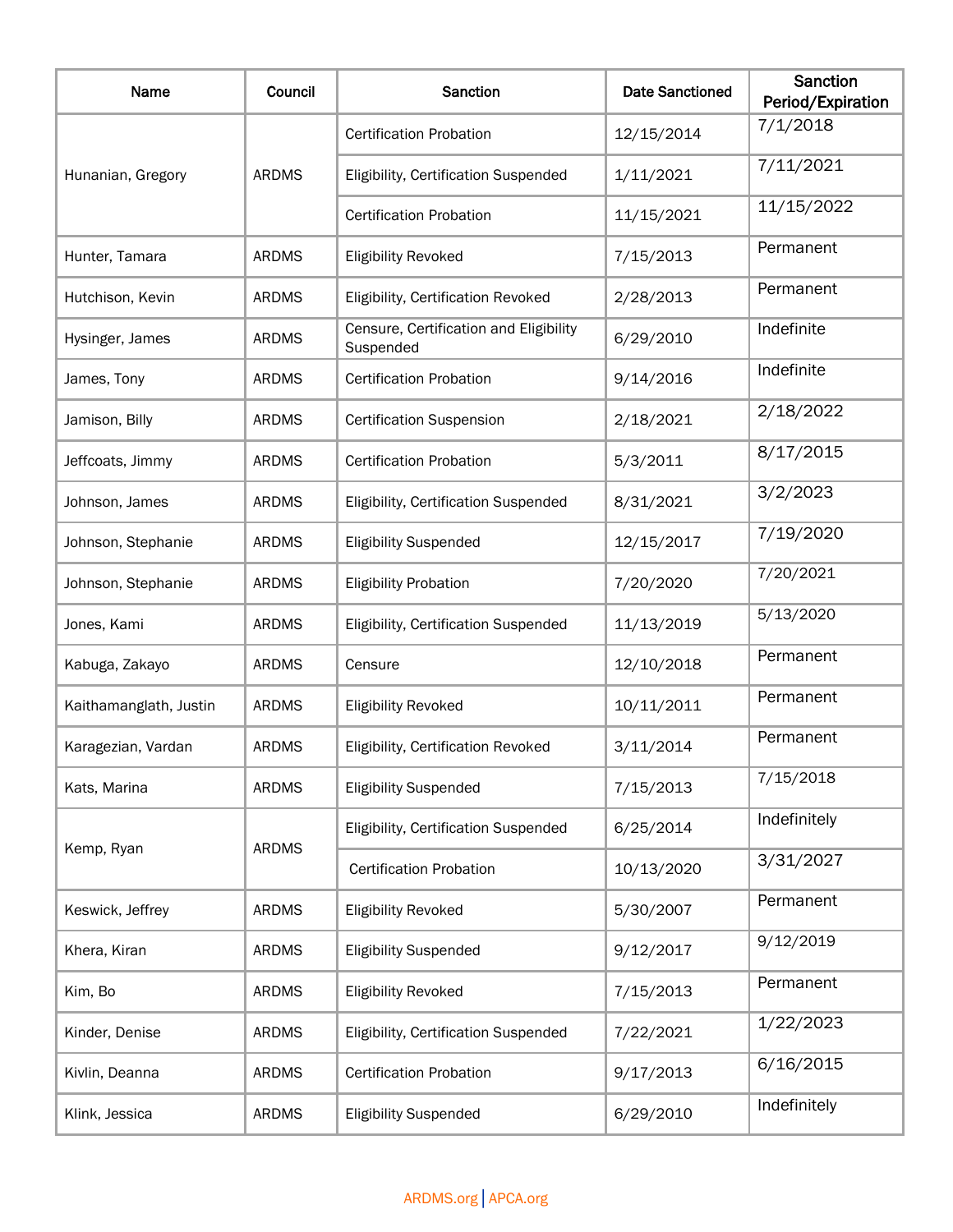| Name | Council | Sanction | Date Sanctioned | Sanction Period/Expiration |
|---|---|---|---|---|
| Hunanian, Gregory | ARDMS | Certification Probation | 12/15/2014 | 7/1/2018 |
| | | Eligibility, Certification Suspended | 1/11/2021 | 7/11/2021 |
| | | Certification Probation | 11/15/2021 | 11/15/2022 |
| Hunter, Tamara | ARDMS | Eligibility Revoked | 7/15/2013 | Permanent |
| Hutchison, Kevin | ARDMS | Eligibility, Certification Revoked | 2/28/2013 | Permanent |
| Hysinger, James | ARDMS | Censure, Certification and Eligibility Suspended | 6/29/2010 | Indefinite |
| James, Tony | ARDMS | Certification Probation | 9/14/2016 | Indefinite |
| Jamison, Billy | ARDMS | Certification Suspension | 2/18/2021 | 2/18/2022 |
| Jeffcoats, Jimmy | ARDMS | Certification Probation | 5/3/2011 | 8/17/2015 |
| Johnson, James | ARDMS | Eligibility, Certification Suspended | 8/31/2021 | 3/2/2023 |
| Johnson, Stephanie | ARDMS | Eligibility Suspended | 12/15/2017 | 7/19/2020 |
| Johnson, Stephanie | ARDMS | Eligibility Probation | 7/20/2020 | 7/20/2021 |
| Jones, Kami | ARDMS | Eligibility, Certification Suspended | 11/13/2019 | 5/13/2020 |
| Kabuga, Zakayo | ARDMS | Censure | 12/10/2018 | Permanent |
| Kaithamanglath, Justin | ARDMS | Eligibility Revoked | 10/11/2011 | Permanent |
| Karagezian, Vardan | ARDMS | Eligibility, Certification Revoked | 3/11/2014 | Permanent |
| Kats, Marina | ARDMS | Eligibility Suspended | 7/15/2013 | 7/15/2018 |
| Kemp, Ryan | ARDMS | Eligibility, Certification Suspended | 6/25/2014 | Indefinitely |
| | | Certification Probation | 10/13/2020 | 3/31/2027 |
| Keswick, Jeffrey | ARDMS | Eligibility Revoked | 5/30/2007 | Permanent |
| Khera, Kiran | ARDMS | Eligibility Suspended | 9/12/2017 | 9/12/2019 |
| Kim, Bo | ARDMS | Eligibility Revoked | 7/15/2013 | Permanent |
| Kinder, Denise | ARDMS | Eligibility, Certification Suspended | 7/22/2021 | 1/22/2023 |
| Kivlin, Deanna | ARDMS | Certification Probation | 9/17/2013 | 6/16/2015 |
| Klink, Jessica | ARDMS | Eligibility Suspended | 6/29/2010 | Indefinitely |

ARDMS.org | APCA.org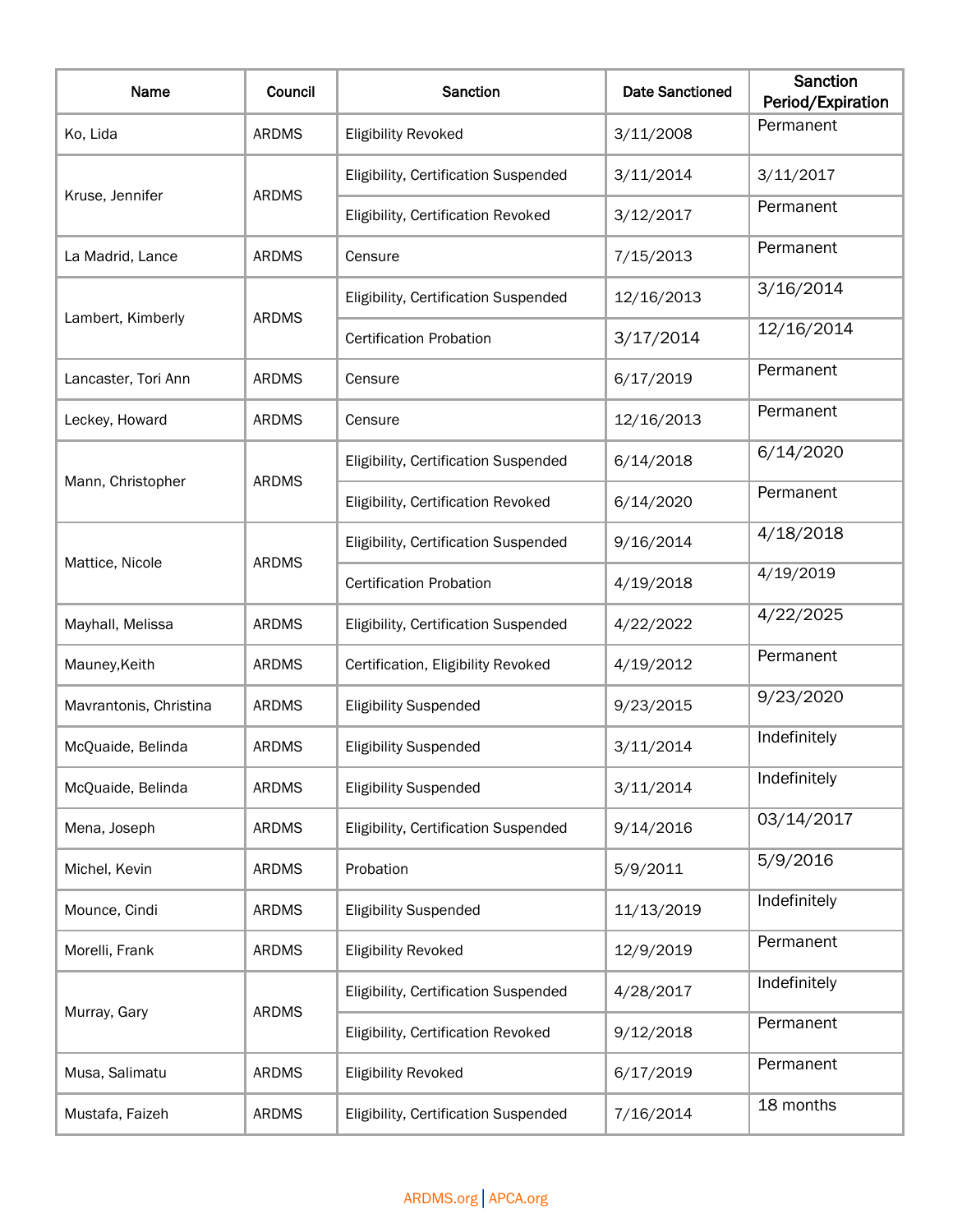| Name | Council | Sanction | Date Sanctioned | Sanction Period/Expiration |
|---|---|---|---|---|
| Ko, Lida | ARDMS | Eligibility Revoked | 3/11/2008 | Permanent |
| Kruse, Jennifer | ARDMS | Eligibility, Certification Suspended | 3/11/2014 | 3/11/2017 |
| | | Eligibility, Certification Revoked | 3/12/2017 | Permanent |
| La Madrid, Lance | ARDMS | Censure | 7/15/2013 | Permanent |
| Lambert, Kimberly | ARDMS | Eligibility, Certification Suspended | 12/16/2013 | 3/16/2014 |
| | | Certification Probation | 3/17/2014 | 12/16/2014 |
| Lancaster, Tori Ann | ARDMS | Censure | 6/17/2019 | Permanent |
| Leckey, Howard | ARDMS | Censure | 12/16/2013 | Permanent |
| Mann, Christopher | ARDMS | Eligibility, Certification Suspended | 6/14/2018 | 6/14/2020 |
| | | Eligibility, Certification Revoked | 6/14/2020 | Permanent |
| Mattice, Nicole | ARDMS | Eligibility, Certification Suspended | 9/16/2014 | 4/18/2018 |
| | | Certification Probation | 4/19/2018 | 4/19/2019 |
| Mayhall, Melissa | ARDMS | Eligibility, Certification Suspended | 4/22/2022 | 4/22/2025 |
| Mauney,Keith | ARDMS | Certification, Eligibility Revoked | 4/19/2012 | Permanent |
| Mavrantonis, Christina | ARDMS | Eligibility Suspended | 9/23/2015 | 9/23/2020 |
| McQuaide, Belinda | ARDMS | Eligibility Suspended | 3/11/2014 | Indefinitely |
| McQuaide, Belinda | ARDMS | Eligibility Suspended | 3/11/2014 | Indefinitely |
| Mena, Joseph | ARDMS | Eligibility, Certification Suspended | 9/14/2016 | 03/14/2017 |
| Michel, Kevin | ARDMS | Probation | 5/9/2011 | 5/9/2016 |
| Mounce, Cindi | ARDMS | Eligibility Suspended | 11/13/2019 | Indefinitely |
| Morelli, Frank | ARDMS | Eligibility Revoked | 12/9/2019 | Permanent |
| Murray, Gary | ARDMS | Eligibility, Certification Suspended | 4/28/2017 | Indefinitely |
| | | Eligibility, Certification Revoked | 9/12/2018 | Permanent |
| Musa, Salimatu | ARDMS | Eligibility Revoked | 6/17/2019 | Permanent |
| Mustafa, Faizeh | ARDMS | Eligibility, Certification Suspended | 7/16/2014 | 18 months |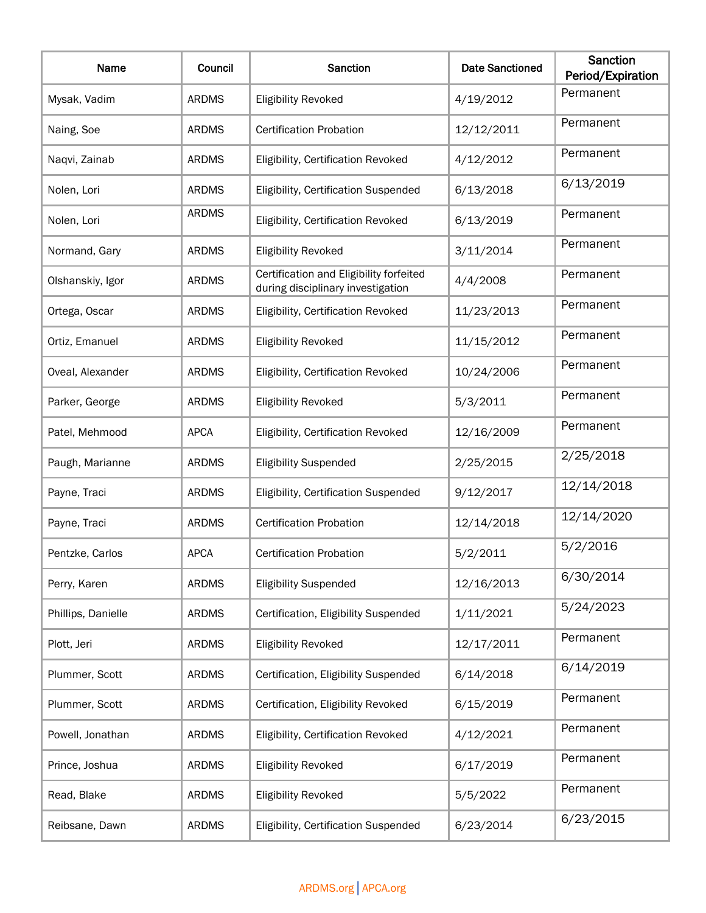| Name | Council | Sanction | Date Sanctioned | Sanction Period/Expiration |
|---|---|---|---|---|
| Mysak, Vadim | ARDMS | Eligibility Revoked | 4/19/2012 | Permanent |
| Naing, Soe | ARDMS | Certification Probation | 12/12/2011 | Permanent |
| Naqvi, Zainab | ARDMS | Eligibility, Certification Revoked | 4/12/2012 | Permanent |
| Nolen, Lori | ARDMS | Eligibility, Certification Suspended | 6/13/2018 | 6/13/2019 |
| Nolen, Lori | ARDMS | Eligibility, Certification Revoked | 6/13/2019 | Permanent |
| Normand, Gary | ARDMS | Eligibility Revoked | 3/11/2014 | Permanent |
| Olshanskiy, Igor | ARDMS | Certification and Eligibility forfeited during disciplinary investigation | 4/4/2008 | Permanent |
| Ortega, Oscar | ARDMS | Eligibility, Certification Revoked | 11/23/2013 | Permanent |
| Ortiz, Emanuel | ARDMS | Eligibility Revoked | 11/15/2012 | Permanent |
| Oveal, Alexander | ARDMS | Eligibility, Certification Revoked | 10/24/2006 | Permanent |
| Parker, George | ARDMS | Eligibility Revoked | 5/3/2011 | Permanent |
| Patel, Mehmood | APCA | Eligibility, Certification Revoked | 12/16/2009 | Permanent |
| Paugh, Marianne | ARDMS | Eligibility Suspended | 2/25/2015 | 2/25/2018 |
| Payne, Traci | ARDMS | Eligibility, Certification Suspended | 9/12/2017 | 12/14/2018 |
| Payne, Traci | ARDMS | Certification Probation | 12/14/2018 | 12/14/2020 |
| Pentzke, Carlos | APCA | Certification Probation | 5/2/2011 | 5/2/2016 |
| Perry, Karen | ARDMS | Eligibility Suspended | 12/16/2013 | 6/30/2014 |
| Phillips, Danielle | ARDMS | Certification, Eligibility Suspended | 1/11/2021 | 5/24/2023 |
| Plott, Jeri | ARDMS | Eligibility Revoked | 12/17/2011 | Permanent |
| Plummer, Scott | ARDMS | Certification, Eligibility Suspended | 6/14/2018 | 6/14/2019 |
| Plummer, Scott | ARDMS | Certification, Eligibility Revoked | 6/15/2019 | Permanent |
| Powell, Jonathan | ARDMS | Eligibility, Certification Revoked | 4/12/2021 | Permanent |
| Prince, Joshua | ARDMS | Eligibility Revoked | 6/17/2019 | Permanent |
| Read, Blake | ARDMS | Eligibility Revoked | 5/5/2022 | Permanent |
| Reibsane, Dawn | ARDMS | Eligibility, Certification Suspended | 6/23/2014 | 6/23/2015 |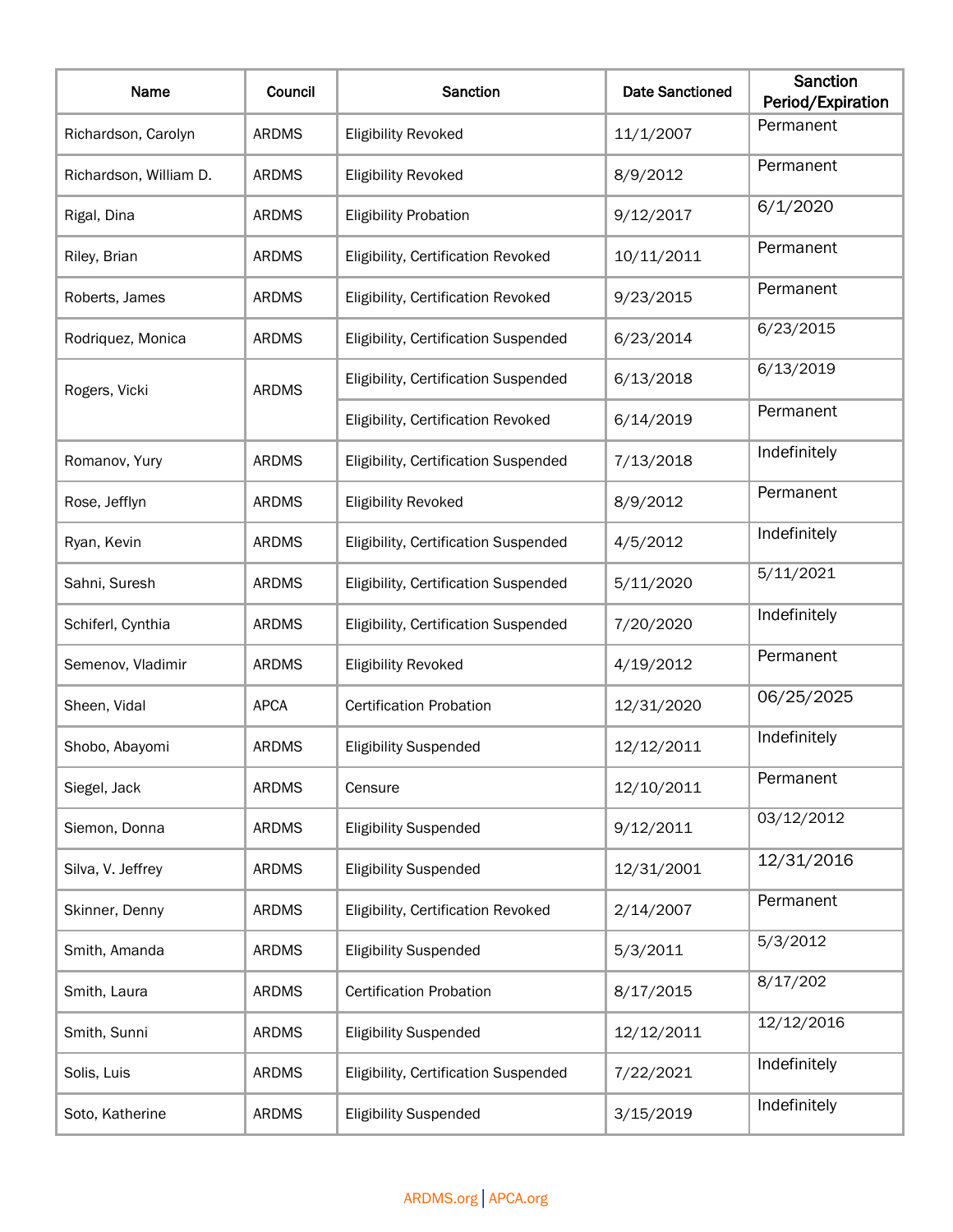| Name | Council | Sanction | Date Sanctioned | Sanction Period/Expiration |
|---|---|---|---|---|
| Richardson, Carolyn | ARDMS | Eligibility Revoked | 11/1/2007 | Permanent |
| Richardson, William D. | ARDMS | Eligibility Revoked | 8/9/2012 | Permanent |
| Rigal, Dina | ARDMS | Eligibility Probation | 9/12/2017 | 6/1/2020 |
| Riley, Brian | ARDMS | Eligibility, Certification Revoked | 10/11/2011 | Permanent |
| Roberts, James | ARDMS | Eligibility, Certification Revoked | 9/23/2015 | Permanent |
| Rodriquez, Monica | ARDMS | Eligibility, Certification Suspended | 6/23/2014 | 6/23/2015 |
| Rogers, Vicki | ARDMS | Eligibility, Certification Suspended | 6/13/2018 | 6/13/2019 |
| | | Eligibility, Certification Revoked | 6/14/2019 | Permanent |
| Romanov, Yury | ARDMS | Eligibility, Certification Suspended | 7/13/2018 | Indefinitely |
| Rose, Jefflyn | ARDMS | Eligibility Revoked | 8/9/2012 | Permanent |
| Ryan, Kevin | ARDMS | Eligibility, Certification Suspended | 4/5/2012 | Indefinitely |
| Sahni, Suresh | ARDMS | Eligibility, Certification Suspended | 5/11/2020 | 5/11/2021 |
| Schiferl, Cynthia | ARDMS | Eligibility, Certification Suspended | 7/20/2020 | Indefinitely |
| Semenov, Vladimir | ARDMS | Eligibility Revoked | 4/19/2012 | Permanent |
| Sheen, Vidal | APCA | Certification Probation | 12/31/2020 | 06/25/2025 |
| Shobo, Abayomi | ARDMS | Eligibility Suspended | 12/12/2011 | Indefinitely |
| Siegel, Jack | ARDMS | Censure | 12/10/2011 | Permanent |
| Siemon, Donna | ARDMS | Eligibility Suspended | 9/12/2011 | 03/12/2012 |
| Silva, V. Jeffrey | ARDMS | Eligibility Suspended | 12/31/2001 | 12/31/2016 |
| Skinner, Denny | ARDMS | Eligibility, Certification Revoked | 2/14/2007 | Permanent |
| Smith, Amanda | ARDMS | Eligibility Suspended | 5/3/2011 | 5/3/2012 |
| Smith, Laura | ARDMS | Certification Probation | 8/17/2015 | 8/17/202 |
| Smith, Sunni | ARDMS | Eligibility Suspended | 12/12/2011 | 12/12/2016 |
| Solis, Luis | ARDMS | Eligibility, Certification Suspended | 7/22/2021 | Indefinitely |
| Soto, Katherine | ARDMS | Eligibility Suspended | 3/15/2019 | Indefinitely |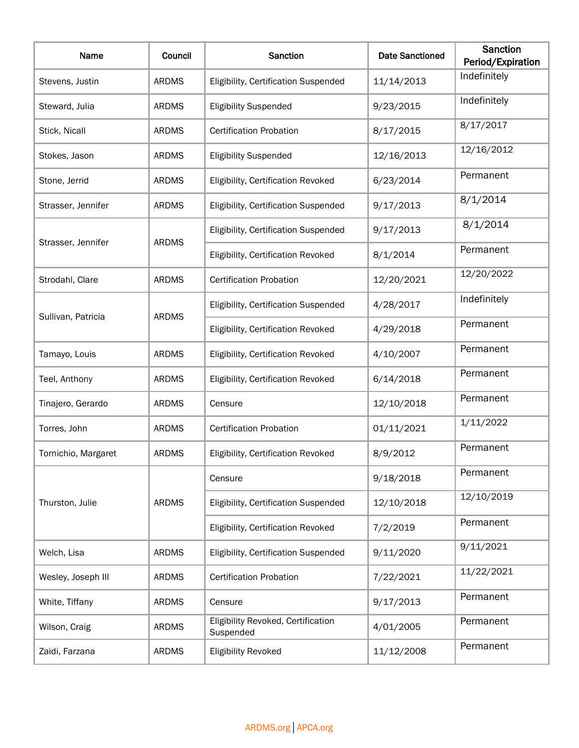| Name | Council | Sanction | Date Sanctioned | Sanction Period/Expiration |
|---|---|---|---|---|
| Stevens, Justin | ARDMS | Eligibility, Certification Suspended | 11/14/2013 | Indefinitely |
| Steward, Julia | ARDMS | Eligibility Suspended | 9/23/2015 | Indefinitely |
| Stick, Nicall | ARDMS | Certification Probation | 8/17/2015 | 8/17/2017 |
| Stokes, Jason | ARDMS | Eligibility Suspended | 12/16/2013 | 12/16/2012 |
| Stone, Jerrid | ARDMS | Eligibility, Certification Revoked | 6/23/2014 | Permanent |
| Strasser, Jennifer | ARDMS | Eligibility, Certification Suspended | 9/17/2013 | 8/1/2014 |
| Strasser, Jennifer | ARDMS | Eligibility, Certification Suspended | 9/17/2013 | 8/1/2014 |
| | | Eligibility, Certification Revoked | 8/1/2014 | Permanent |
| Strodahl, Clare | ARDMS | Certification Probation | 12/20/2021 | 12/20/2022 |
| Sullivan, Patricia | ARDMS | Eligibility, Certification Suspended | 4/28/2017 | Indefinitely |
| | | Eligibility, Certification Revoked | 4/29/2018 | Permanent |
| Tamayo, Louis | ARDMS | Eligibility, Certification Revoked | 4/10/2007 | Permanent |
| Teel, Anthony | ARDMS | Eligibility, Certification Revoked | 6/14/2018 | Permanent |
| Tinajero, Gerardo | ARDMS | Censure | 12/10/2018 | Permanent |
| Torres, John | ARDMS | Certification Probation | 01/11/2021 | 1/11/2022 |
| Tornichio, Margaret | ARDMS | Eligibility, Certification Revoked | 8/9/2012 | Permanent |
| Thurston, Julie | ARDMS | Censure | 9/18/2018 | Permanent |
| | | Eligibility, Certification Suspended | 12/10/2018 | 12/10/2019 |
| | | Eligibility, Certification Revoked | 7/2/2019 | Permanent |
| Welch, Lisa | ARDMS | Eligibility, Certification Suspended | 9/11/2020 | 9/11/2021 |
| Wesley, Joseph III | ARDMS | Certification Probation | 7/22/2021 | 11/22/2021 |
| White, Tiffany | ARDMS | Censure | 9/17/2013 | Permanent |
| Wilson, Craig | ARDMS | Eligibility Revoked, Certification Suspended | 4/01/2005 | Permanent |
| Zaidi, Farzana | ARDMS | Eligibility Revoked | 11/12/2008 | Permanent |